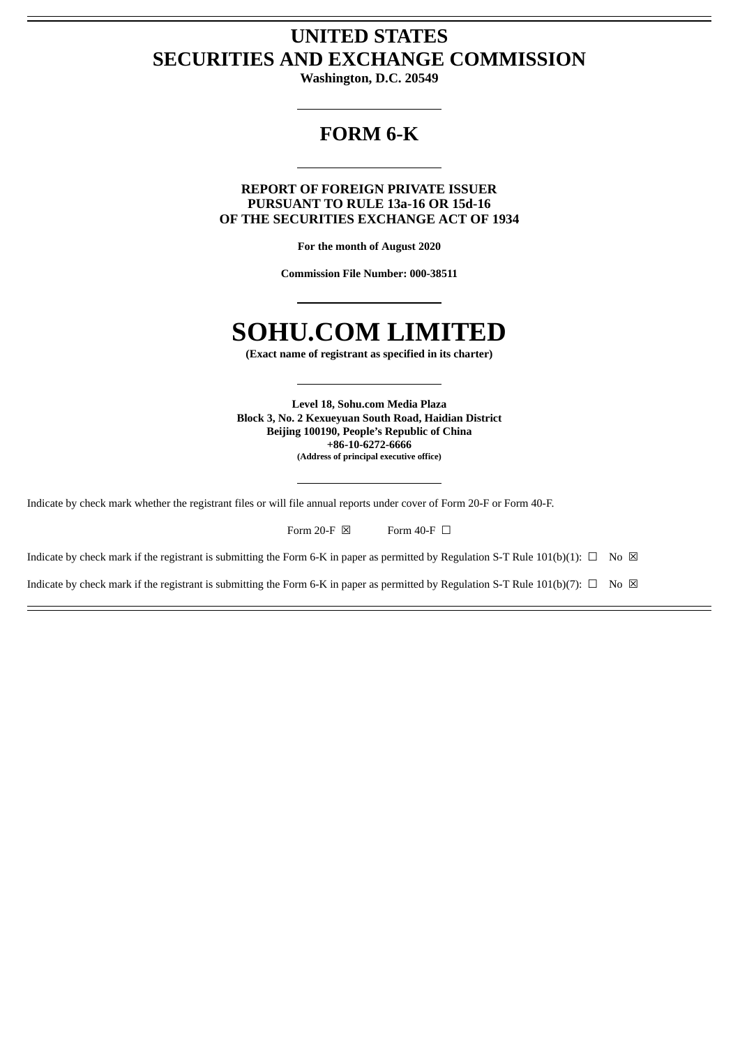# UNITED STATES
# SECURITIES AND EXCHANGE COMMISSION

**Washington, D.C. 20549**

## FORM 6-K

**REPORT OF FOREIGN PRIVATE ISSUER**
**PURSUANT TO RULE 13a-16 OR 15d-16**
**OF THE SECURITIES EXCHANGE ACT OF 1934**

**For the month of August 2020**

**Commission File Number: 000-38511**

# SOHU.COM LIMITED

**(Exact name of registrant as specified in its charter)**

**Level 18, Sohu.com Media Plaza**
**Block 3, No. 2 Kexueyuan South Road, Haidian District**
**Beijing 100190, People's Republic of China**
**+86-10-6272-6666**
**(Address of principal executive office)**

Indicate by check mark whether the registrant files or will file annual reports under cover of Form 20-F or Form 40-F.

Form 20-F ☒ Form 40-F ☐

Indicate by check mark if the registrant is submitting the Form 6-K in paper as permitted by Regulation S-T Rule 101(b)(1): ☐ No ☒

Indicate by check mark if the registrant is submitting the Form 6-K in paper as permitted by Regulation S-T Rule 101(b)(7): ☐ No ☒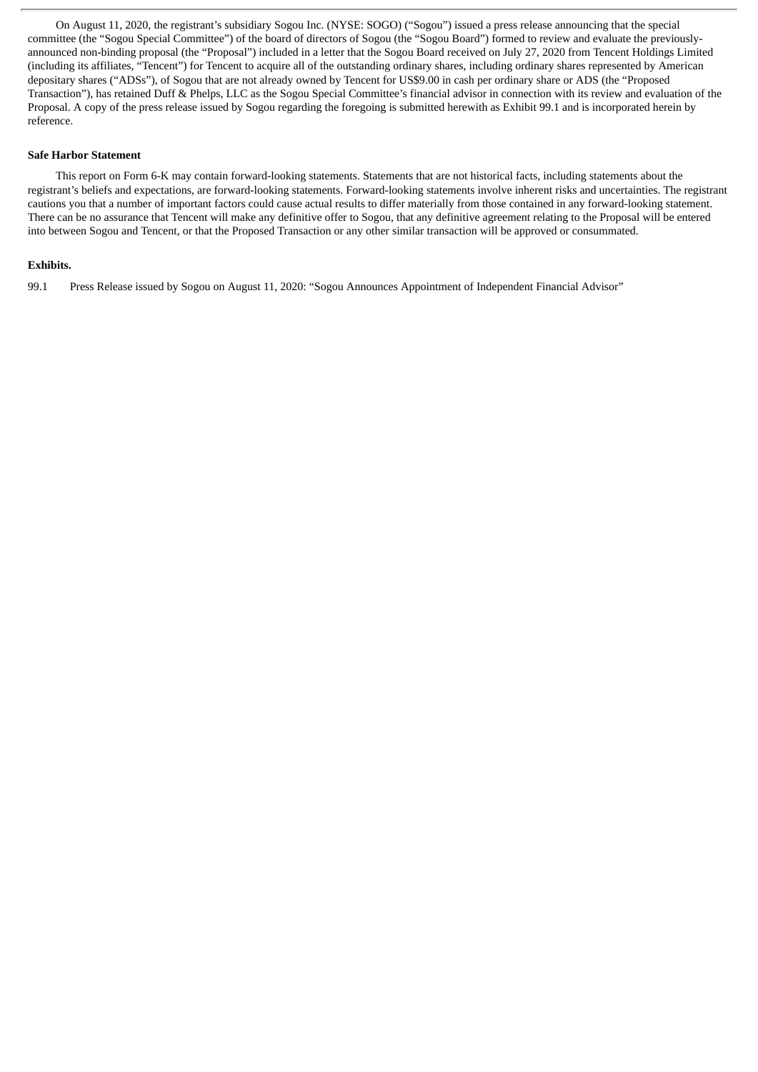On August 11, 2020, the registrant's subsidiary Sogou Inc. (NYSE: SOGO) ("Sogou") issued a press release announcing that the special committee (the "Sogou Special Committee") of the board of directors of Sogou (the "Sogou Board") formed to review and evaluate the previously-announced non-binding proposal (the "Proposal") included in a letter that the Sogou Board received on July 27, 2020 from Tencent Holdings Limited (including its affiliates, "Tencent") for Tencent to acquire all of the outstanding ordinary shares, including ordinary shares represented by American depositary shares ("ADSs"), of Sogou that are not already owned by Tencent for US$9.00 in cash per ordinary share or ADS (the "Proposed Transaction"), has retained Duff & Phelps, LLC as the Sogou Special Committee's financial advisor in connection with its review and evaluation of the Proposal. A copy of the press release issued by Sogou regarding the foregoing is submitted herewith as Exhibit 99.1 and is incorporated herein by reference.

**Safe Harbor Statement**

This report on Form 6-K may contain forward-looking statements. Statements that are not historical facts, including statements about the registrant's beliefs and expectations, are forward-looking statements. Forward-looking statements involve inherent risks and uncertainties. The registrant cautions you that a number of important factors could cause actual results to differ materially from those contained in any forward-looking statement. There can be no assurance that Tencent will make any definitive offer to Sogou, that any definitive agreement relating to the Proposal will be entered into between Sogou and Tencent, or that the Proposed Transaction or any other similar transaction will be approved or consummated.

**Exhibits.**

99.1 Press Release issued by Sogou on August 11, 2020: "Sogou Announces Appointment of Independent Financial Advisor"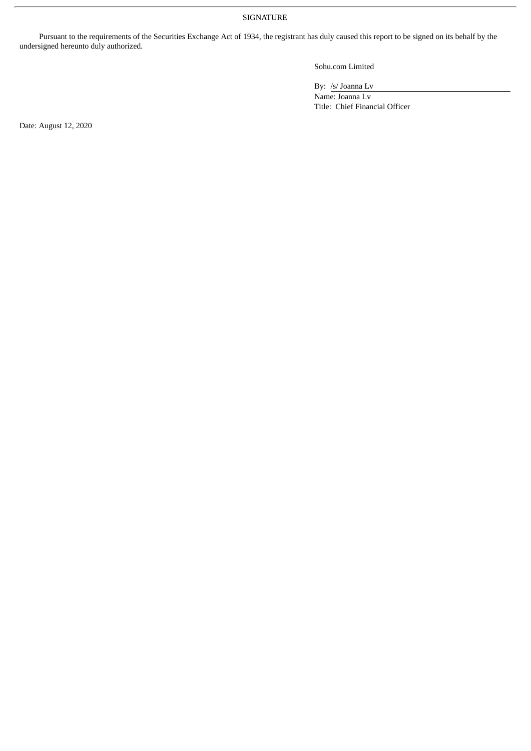SIGNATURE

Pursuant to the requirements of the Securities Exchange Act of 1934, the registrant has duly caused this report to be signed on its behalf by the undersigned hereunto duly authorized.

Sohu.com Limited

By: /s/ Joanna Lv

Name: Joanna Lv

Title: Chief Financial Officer

Date: August 12, 2020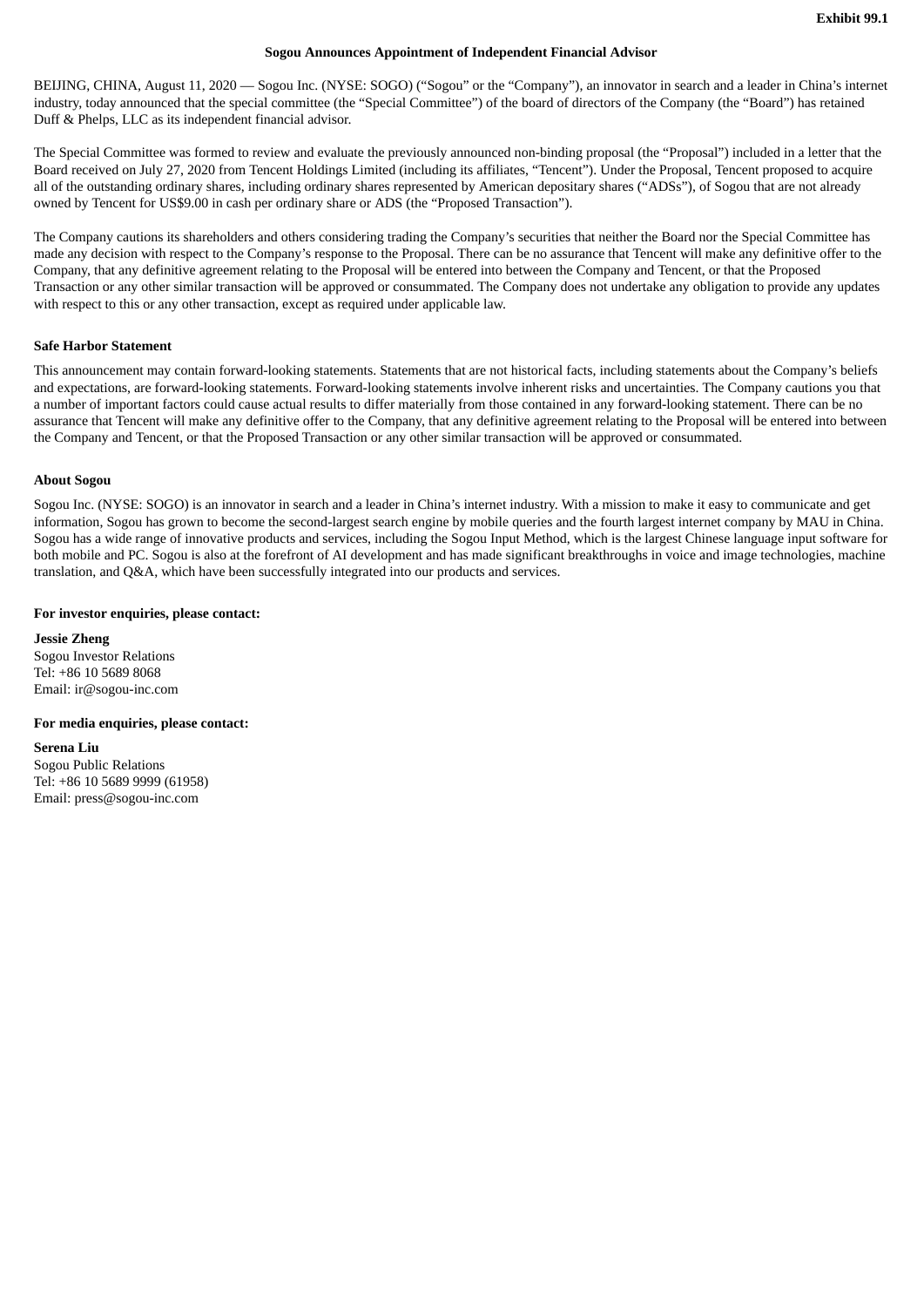Exhibit 99.1

# Sogou Announces Appointment of Independent Financial Advisor

BEIJING, CHINA, August 11, 2020 — Sogou Inc. (NYSE: SOGO) ("Sogou" or the "Company"), an innovator in search and a leader in China's internet industry, today announced that the special committee (the "Special Committee") of the board of directors of the Company (the "Board") has retained Duff & Phelps, LLC as its independent financial advisor.

The Special Committee was formed to review and evaluate the previously announced non-binding proposal (the "Proposal") included in a letter that the Board received on July 27, 2020 from Tencent Holdings Limited (including its affiliates, "Tencent"). Under the Proposal, Tencent proposed to acquire all of the outstanding ordinary shares, including ordinary shares represented by American depositary shares ("ADSs"), of Sogou that are not already owned by Tencent for US$9.00 in cash per ordinary share or ADS (the "Proposed Transaction").

The Company cautions its shareholders and others considering trading the Company's securities that neither the Board nor the Special Committee has made any decision with respect to the Company's response to the Proposal. There can be no assurance that Tencent will make any definitive offer to the Company, that any definitive agreement relating to the Proposal will be entered into between the Company and Tencent, or that the Proposed Transaction or any other similar transaction will be approved or consummated. The Company does not undertake any obligation to provide any updates with respect to this or any other transaction, except as required under applicable law.

## Safe Harbor Statement

This announcement may contain forward-looking statements. Statements that are not historical facts, including statements about the Company's beliefs and expectations, are forward-looking statements. Forward-looking statements involve inherent risks and uncertainties. The Company cautions you that a number of important factors could cause actual results to differ materially from those contained in any forward-looking statement. There can be no assurance that Tencent will make any definitive offer to the Company, that any definitive agreement relating to the Proposal will be entered into between the Company and Tencent, or that the Proposed Transaction or any other similar transaction will be approved or consummated.

## About Sogou

Sogou Inc. (NYSE: SOGO) is an innovator in search and a leader in China's internet industry. With a mission to make it easy to communicate and get information, Sogou has grown to become the second-largest search engine by mobile queries and the fourth largest internet company by MAU in China. Sogou has a wide range of innovative products and services, including the Sogou Input Method, which is the largest Chinese language input software for both mobile and PC. Sogou is also at the forefront of AI development and has made significant breakthroughs in voice and image technologies, machine translation, and Q&A, which have been successfully integrated into our products and services.

**For investor enquiries, please contact:**

**Jessie Zheng**
Sogou Investor Relations
Tel: +86 10 5689 8068
Email: ir@sogou-inc.com

**For media enquiries, please contact:**

**Serena Liu**
Sogou Public Relations
Tel: +86 10 5689 9999 (61958)
Email: press@sogou-inc.com